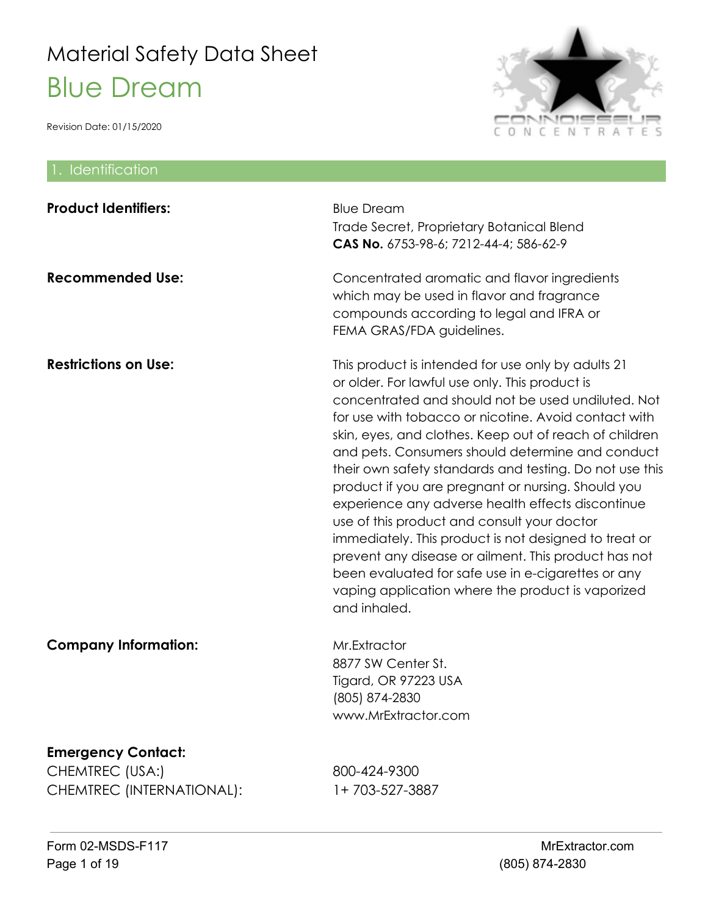# Material Safety Data Sheet

# Blue Dream

Revision Date: 01/15/2020

CONNOISSEUR CONCENTRATES

## 1. Identification

**Product Identifiers:**

Blue Dream
Trade Secret, Proprietary Botanical Blend
**CAS No.** 6753-98-6; 7212-44-4; 586-62-9

**Recommended Use:**

Concentrated aromatic and flavor ingredients which may be used in flavor and fragrance compounds according to legal and IFRA or FEMA GRAS/FDA guidelines.

**Restrictions on Use:**

This product is intended for use only by adults 21 or older. For lawful use only. This product is concentrated and should not be used undiluted. Not for use with tobacco or nicotine. Avoid contact with skin, eyes, and clothes. Keep out of reach of children and pets. Consumers should determine and conduct their own safety standards and testing. Do not use this product if you are pregnant or nursing. Should you experience any adverse health effects discontinue use of this product and consult your doctor immediately. This product is not designed to treat or prevent any disease or ailment. This product has not been evaluated for safe use in e-cigarettes or any vaping application where the product is vaporized and inhaled.

**Company Information:**

Mr.Extractor
8877 SW Center St.
Tigard, OR 97223 USA
(805) 874-2830
www.MrExtractor.com

**Emergency Contact:**

| | |
|---|---|
| CHEMTREC (USA:) | 800-424-9300 |
| CHEMTREC (INTERNATIONAL): | 1+ 703-527-3887 |

Form 02-MSDS-F117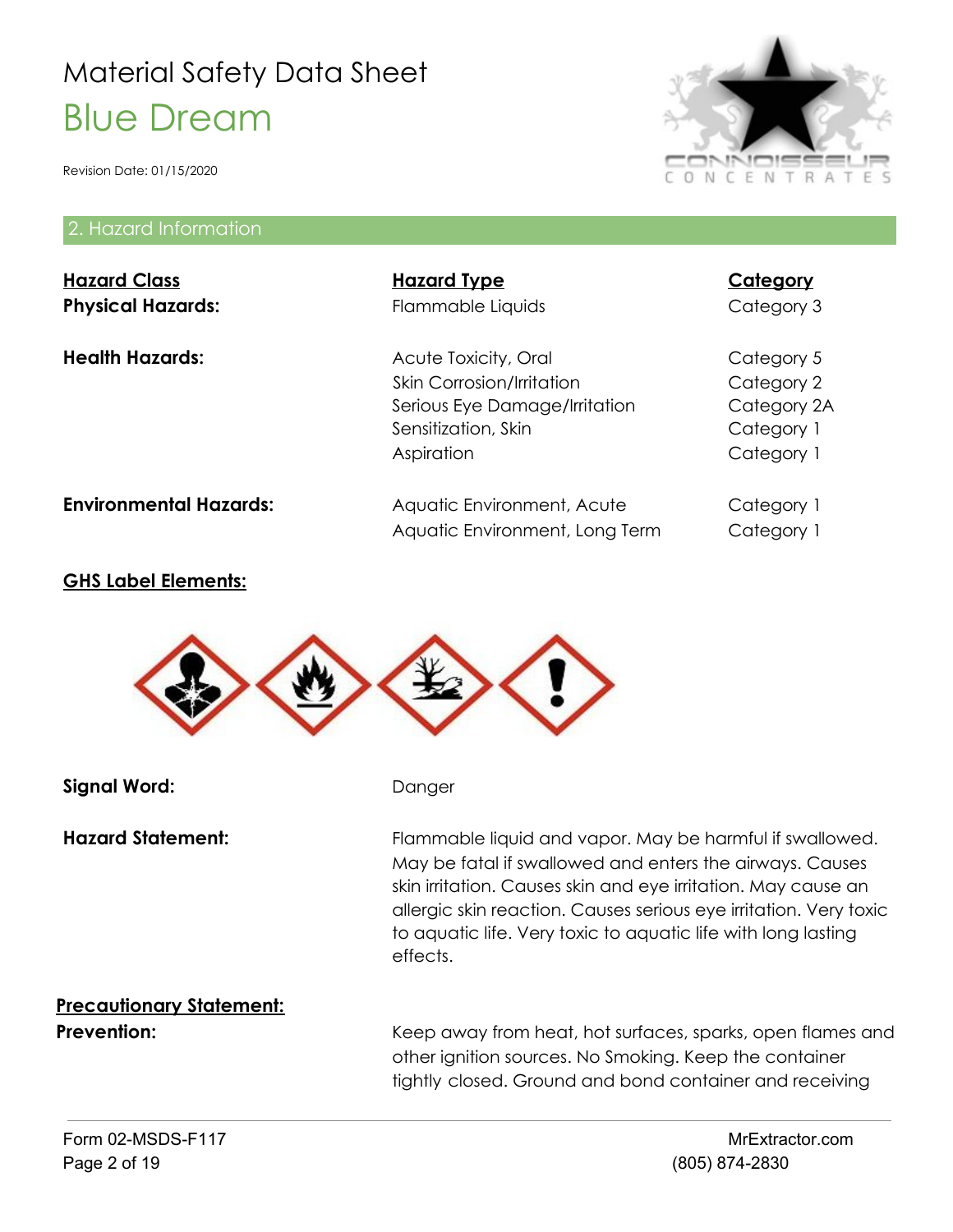# Material Safety Data Sheet

## Blue Dream

Revision Date: 01/15/2020

## 2. Hazard Information

| Hazard Class | Hazard Type | Category |
|---|---|---|
| **Physical Hazards:** | Flammable Liquids | Category 3 |
| **Health Hazards:** | Acute Toxicity, Oral | Category 5 |
| | Skin Corrosion/Irritation | Category 2 |
| | Serious Eye Damage/Irritation | Category 2A |
| | Sensitization, Skin | Category 1 |
| | Aspiration | Category 1 |
| **Environmental Hazards:** | Aquatic Environment, Acute | Category 1 |
| | Aquatic Environment, Long Term | Category 1 |

**GHS Label Elements:**

**Signal Word:** Danger

**Hazard Statement:** Flammable liquid and vapor. May be harmful if swallowed. May be fatal if swallowed and enters the airways. Causes skin irritation. Causes skin and eye irritation. May cause an allergic skin reaction. Causes serious eye irritation. Very toxic to aquatic life. Very toxic to aquatic life with long lasting effects.

**Precautionary Statement:**

**Prevention:** Keep away from heat, hot surfaces, sparks, open flames and other ignition sources. No Smoking. Keep the container tightly closed. Ground and bond container and receiving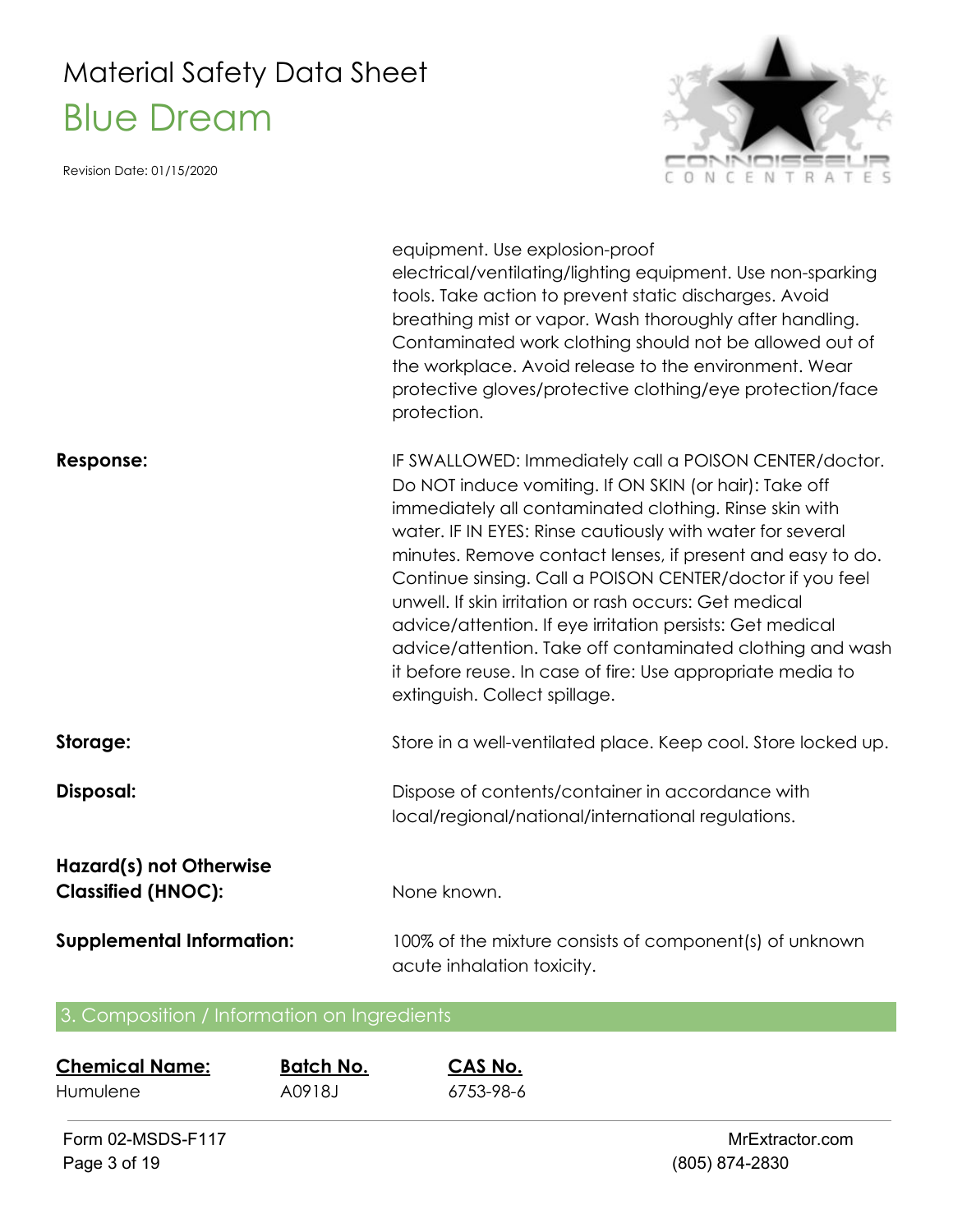equipment. Use explosion-proof electrical/ventilating/lighting equipment. Use non-sparking tools. Take action to prevent static discharges. Avoid breathing mist or vapor. Wash thoroughly after handling. Contaminated work clothing should not be allowed out of the workplace. Avoid release to the environment. Wear protective gloves/protective clothing/eye protection/face protection.

**Response:** IF SWALLOWED: Immediately call a POISON CENTER/doctor. Do NOT induce vomiting. If ON SKIN (or hair): Take off immediately all contaminated clothing. Rinse skin with water. IF IN EYES: Rinse cautiously with water for several minutes. Remove contact lenses, if present and easy to do. Continue sinsing. Call a POISON CENTER/doctor if you feel unwell. If skin irritation or rash occurs: Get medical advice/attention. If eye irritation persists: Get medical advice/attention. Take off contaminated clothing and wash it before reuse. In case of fire: Use appropriate media to extinguish. Collect spillage.

**Storage:** Store in a well-ventilated place. Keep cool. Store locked up.

**Disposal:** Dispose of contents/container in accordance with local/regional/national/international regulations.

**Hazard(s) not Otherwise Classified (HNOC):** None known.

**Supplemental Information:** 100% of the mixture consists of component(s) of unknown acute inhalation toxicity.

## 3. Composition / Information on Ingredients

| Chemical Name: | Batch No. | CAS No. |
|---|---|---|
| Humulene | A0918J | 6753-98-6 |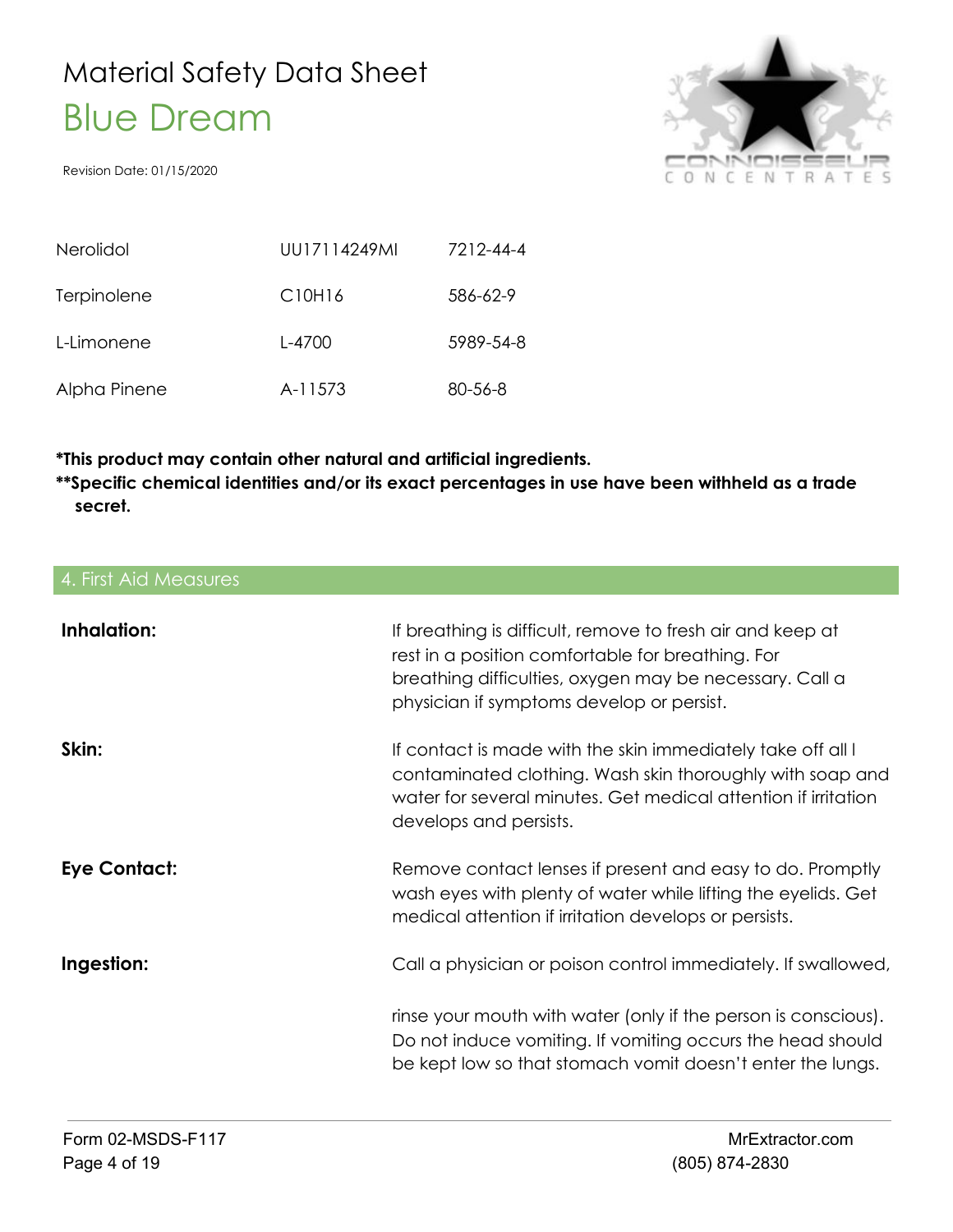| Nerolidol | UU17114249MI | 7212-44-4 |
| --- | --- | --- |
| Terpinolene | $C_{10}H_{16}$ | 586-62-9 |
| L-Limonene | L-4700 | 5989-54-8 |
| Alpha Pinene | A-11573 | 80-56-8 |

**\*This product may contain other natural and artificial ingredients.**
**\*\*Specific chemical identities and/or its exact percentages in use have been withheld as a trade secret.**

## 4. First Aid Measures

**Inhalation:** If breathing is difficult, remove to fresh air and keep at rest in a position comfortable for breathing. For breathing difficulties, oxygen may be necessary. Call a physician if symptoms develop or persist.

**Skin:** If contact is made with the skin immediately take off all l contaminated clothing. Wash skin thoroughly with soap and water for several minutes. Get medical attention if irritation develops and persists.

**Eye Contact:** Remove contact lenses if present and easy to do. Promptly wash eyes with plenty of water while lifting the eyelids. Get medical attention if irritation develops or persists.

**Ingestion:** Call a physician or poison control immediately. If swallowed,

rinse your mouth with water (only if the person is conscious). Do not induce vomiting. If vomiting occurs the head should be kept low so that stomach vomit doesn't enter the lungs.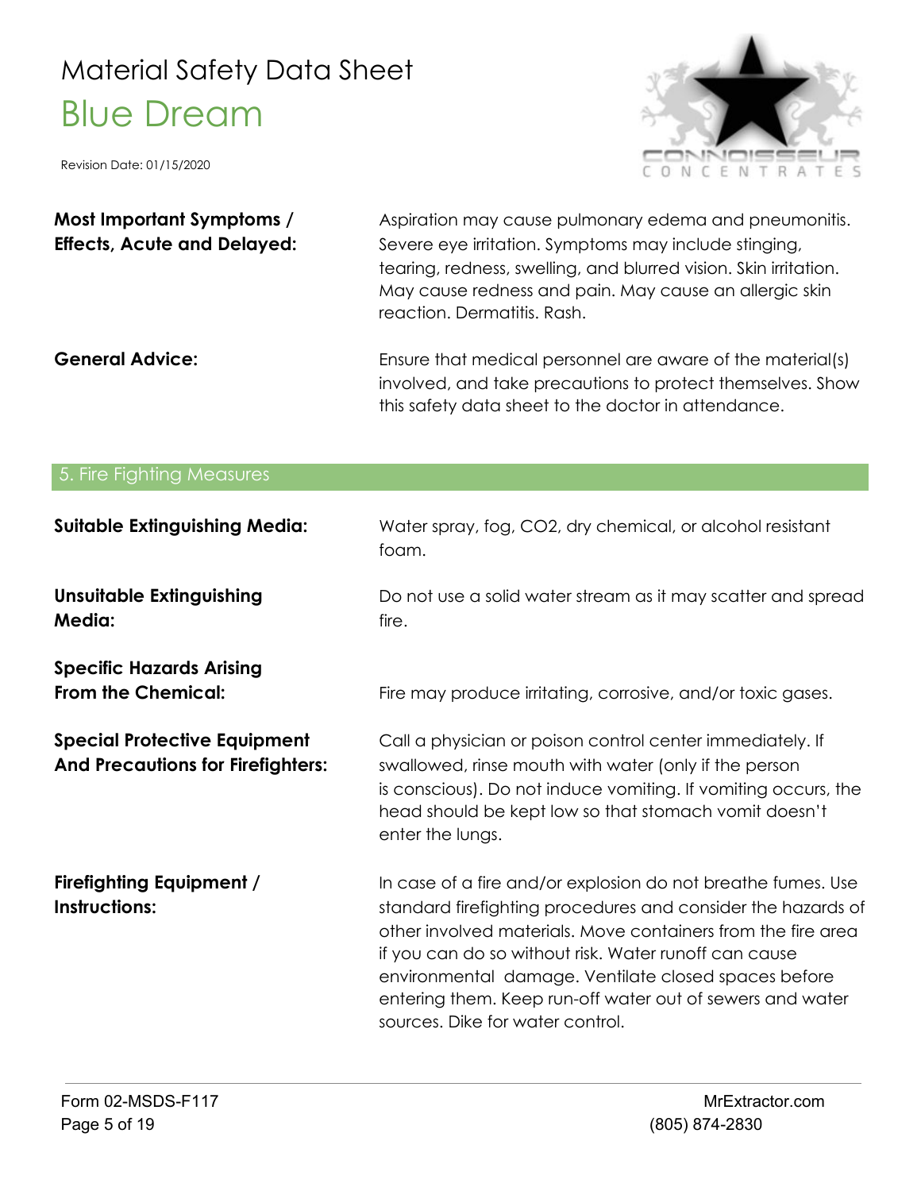**Most Important Symptoms / Effects, Acute and Delayed:** Aspiration may cause pulmonary edema and pneumonitis. Severe eye irritation. Symptoms may include stinging, tearing, redness, swelling, and blurred vision. Skin irritation. May cause redness and pain. May cause an allergic skin reaction. Dermatitis. Rash.

**General Advice:** Ensure that medical personnel are aware of the material(s) involved, and take precautions to protect themselves. Show this safety data sheet to the doctor in attendance.

## 5. Fire Fighting Measures

**Suitable Extinguishing Media:** Water spray, fog, $CO_2$, dry chemical, or alcohol resistant foam.

**Unsuitable Extinguishing Media:** Do not use a solid water stream as it may scatter and spread fire.

**Specific Hazards Arising From the Chemical:** Fire may produce irritating, corrosive, and/or toxic gases.

**Special Protective Equipment And Precautions for Firefighters:** Call a physician or poison control center immediately. If swallowed, rinse mouth with water (only if the person is conscious). Do not induce vomiting. If vomiting occurs, the head should be kept low so that stomach vomit doesn't enter the lungs.

**Firefighting Equipment / Instructions:** In case of a fire and/or explosion do not breathe fumes. Use standard firefighting procedures and consider the hazards of other involved materials. Move containers from the fire area if you can do so without risk. Water runoff can cause environmental damage. Ventilate closed spaces before entering them. Keep run-off water out of sewers and water sources. Dike for water control.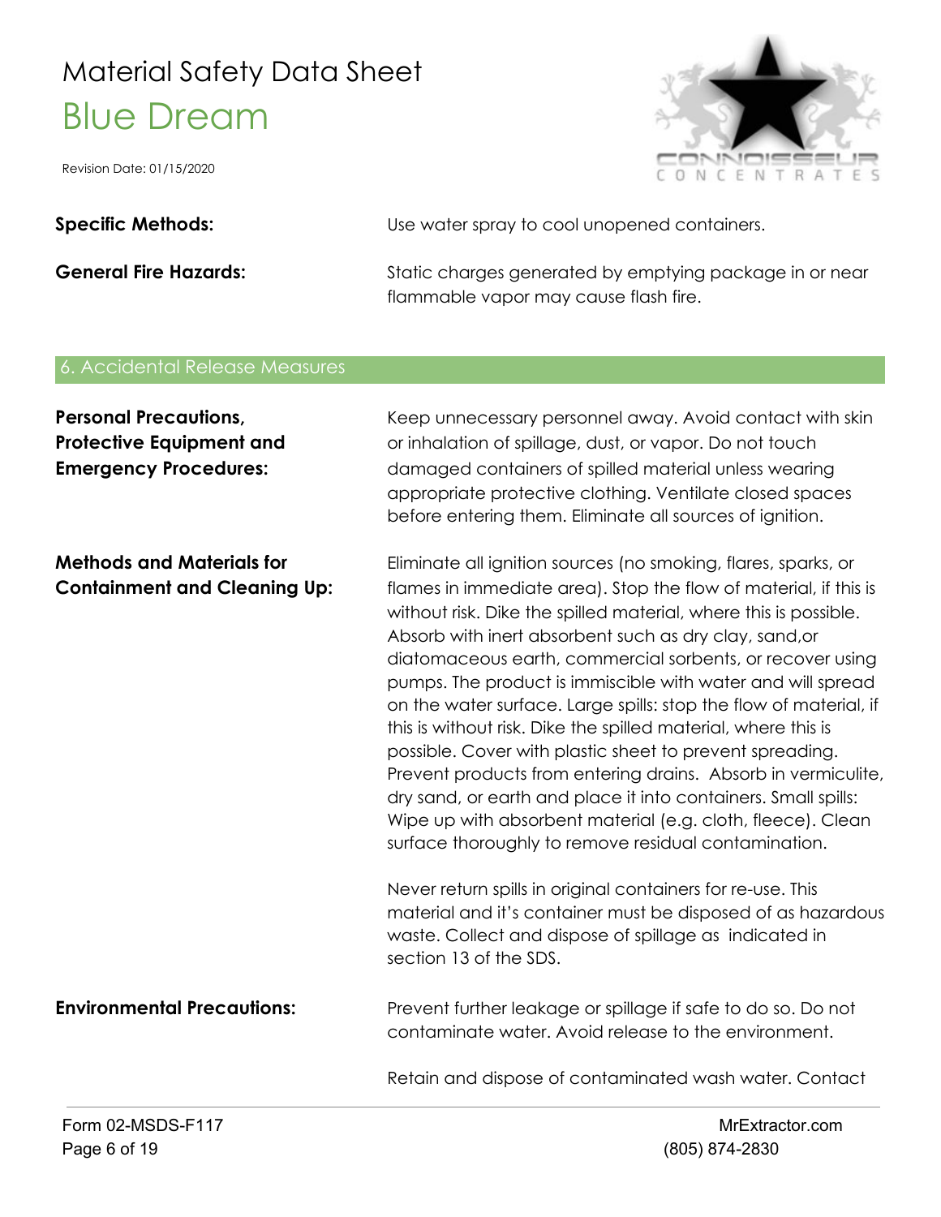**Specific Methods:** Use water spray to cool unopened containers.

**General Fire Hazards:** Static charges generated by emptying package in or near flammable vapor may cause flash fire.

## 6. Accidental Release Measures

**Personal Precautions, Protective Equipment and Emergency Procedures:** Keep unnecessary personnel away. Avoid contact with skin or inhalation of spillage, dust, or vapor. Do not touch damaged containers of spilled material unless wearing appropriate protective clothing. Ventilate closed spaces before entering them. Eliminate all sources of ignition.

**Methods and Materials for Containment and Cleaning Up:** Eliminate all ignition sources (no smoking, flares, sparks, or flames in immediate area). Stop the flow of material, if this is without risk. Dike the spilled material, where this is possible. Absorb with inert absorbent such as dry clay, sand,or diatomaceous earth, commercial sorbents, or recover using pumps. The product is immiscible with water and will spread on the water surface. Large spills: stop the flow of material, if this is without risk. Dike the spilled material, where this is possible. Cover with plastic sheet to prevent spreading. Prevent products from entering drains. Absorb in vermiculite, dry sand, or earth and place it into containers. Small spills: Wipe up with absorbent material (e.g. cloth, fleece). Clean surface thoroughly to remove residual contamination.

Never return spills in original containers for re-use. This material and it's container must be disposed of as hazardous waste. Collect and dispose of spillage as indicated in section 13 of the SDS.

**Environmental Precautions:** Prevent further leakage or spillage if safe to do so. Do not contaminate water. Avoid release to the environment.

Retain and dispose of contaminated wash water. Contact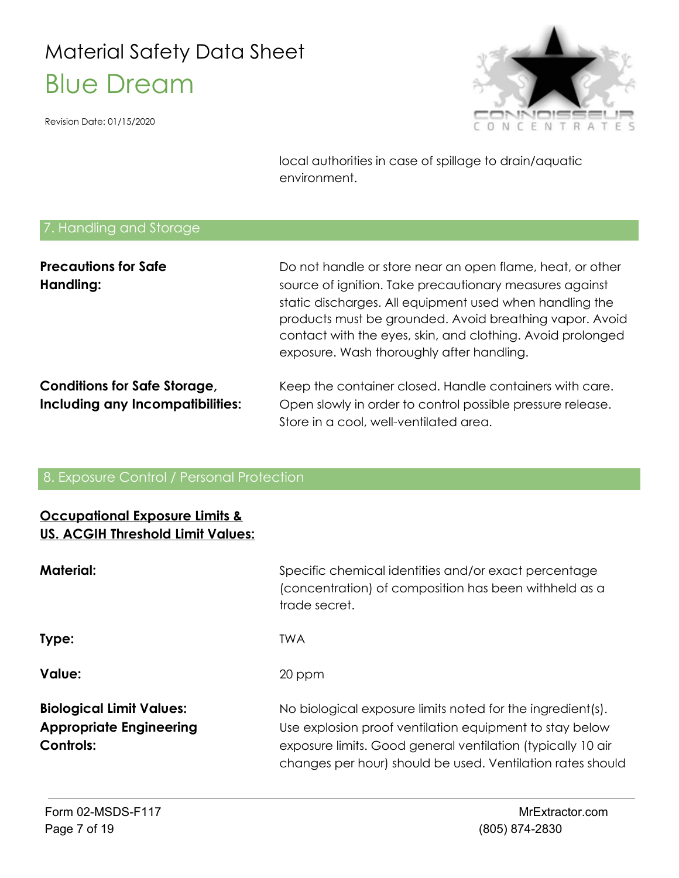local authorities in case of spillage to drain/aquatic environment.

## 7. Handling and Storage

**Precautions for Safe Handling:** Do not handle or store near an open flame, heat, or other source of ignition. Take precautionary measures against static discharges. All equipment used when handling the products must be grounded. Avoid breathing vapor. Avoid contact with the eyes, skin, and clothing. Avoid prolonged exposure. Wash thoroughly after handling.

**Conditions for Safe Storage, Including any Incompatibilities:** Keep the container closed. Handle containers with care. Open slowly in order to control possible pressure release. Store in a cool, well-ventilated area.

## 8. Exposure Control / Personal Protection

**Occupational Exposure Limits & US. ACGIH Threshold Limit Values:**

**Material:** Specific chemical identities and/or exact percentage (concentration) of composition has been withheld as a trade secret.

**Type:** TWA

**Value:** 20 ppm

**Biological Limit Values:** No biological exposure limits noted for the ingredient(s).

**Appropriate Engineering Controls:** Use explosion proof ventilation equipment to stay below exposure limits. Good general ventilation (typically 10 air changes per hour) should be used. Ventilation rates should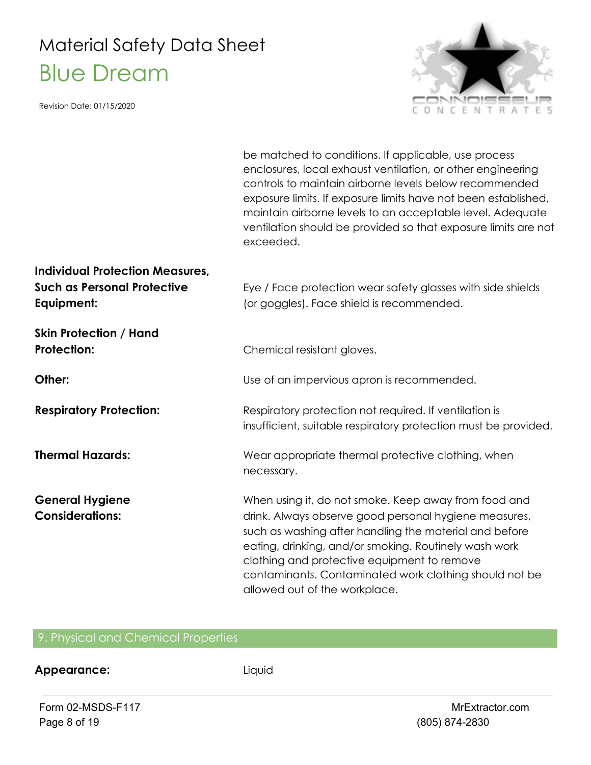be matched to conditions. If applicable, use process enclosures, local exhaust ventilation, or other engineering controls to maintain airborne levels below recommended exposure limits. If exposure limits have not been established, maintain airborne levels to an acceptable level. Adequate ventilation should be provided so that exposure limits are not exceeded.

**Individual Protection Measures, Such as Personal Protective Equipment:** Eye / Face protection wear safety glasses with side shields (or goggles). Face shield is recommended.

**Skin Protection / Hand Protection:** Chemical resistant gloves.

**Other:** Use of an impervious apron is recommended.

**Respiratory Protection:** Respiratory protection not required. If ventilation is insufficient, suitable respiratory protection must be provided.

**Thermal Hazards:** Wear appropriate thermal protective clothing, when necessary.

**General Hygiene Considerations:** When using it, do not smoke. Keep away from food and drink. Always observe good personal hygiene measures, such as washing after handling the material and before eating, drinking, and/or smoking. Routinely wash work clothing and protective equipment to remove contaminants. Contaminated work clothing should not be allowed out of the workplace.

## 9. Physical and Chemical Properties

**Appearance:** Liquid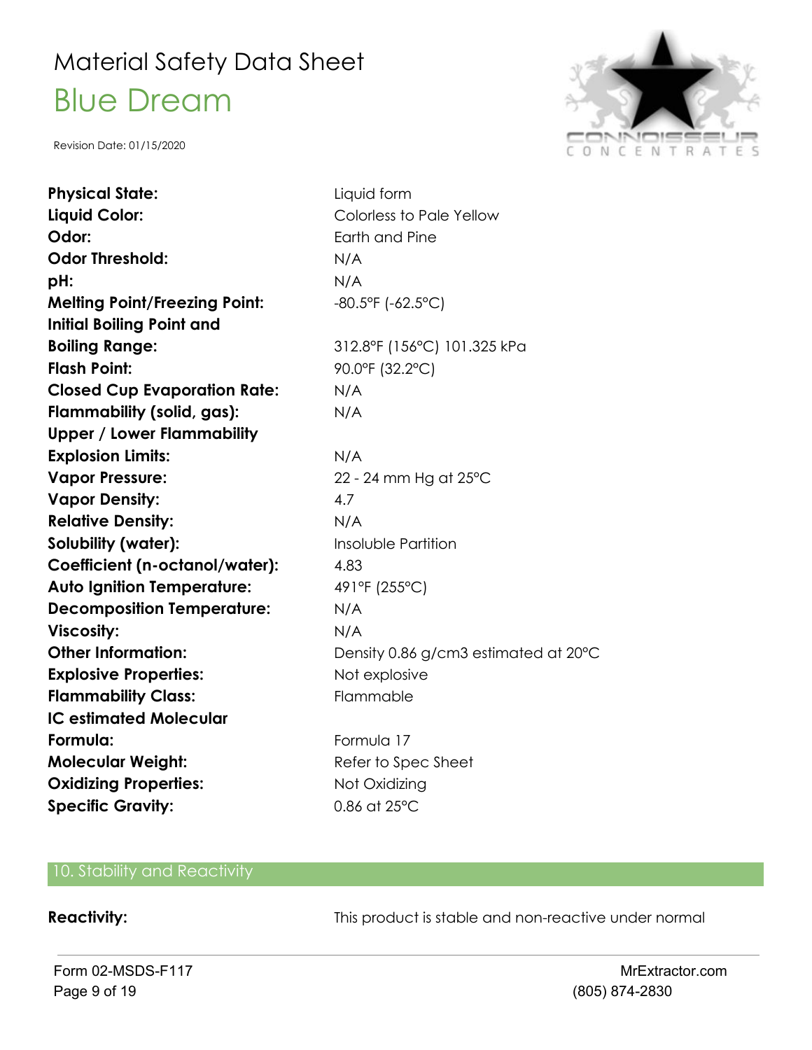# Material Safety Data Sheet

## Blue Dream

Revision Date: 01/15/2020

| | |
|---|---|
| **Physical State:** | Liquid form |
| **Liquid Color:** | Colorless to Pale Yellow |
| **Odor:** | Earth and Pine |
| **Odor Threshold:** | N/A |
| **pH:** | N/A |
| **Melting Point/Freezing Point:** | -80.5°F (-62.5°C) |
| **Initial Boiling Point and Boiling Range:** | 312.8°F (156°C) 101.325 kPa |
| **Flash Point:** | 90.0°F (32.2°C) |
| **Closed Cup Evaporation Rate:** | N/A |
| **Flammability (solid, gas):** | N/A |
| **Upper / Lower Flammability Explosion Limits:** | N/A |
| **Vapor Pressure:** | 22 - 24 mm Hg at 25°C |
| **Vapor Density:** | 4.7 |
| **Relative Density:** | N/A |
| **Solubility (water):** | Insoluble Partition |
| **Coefficient (n-octanol/water):** | 4.83 |
| **Auto Ignition Temperature:** | 491°F (255°C) |
| **Decomposition Temperature:** | N/A |
| **Viscosity:** | N/A |
| **Other Information:** | Density 0.86 g/cm3 estimated at 20°C |
| **Explosive Properties:** | Not explosive |
| **Flammability Class:** | Flammable |
| **IC estimated Molecular Formula:** | Formula 17 |
| **Molecular Weight:** | Refer to Spec Sheet |
| **Oxidizing Properties:** | Not Oxidizing |
| **Specific Gravity:** | 0.86 at 25°C |

## 10. Stability and Reactivity

**Reactivity:** This product is stable and non-reactive under normal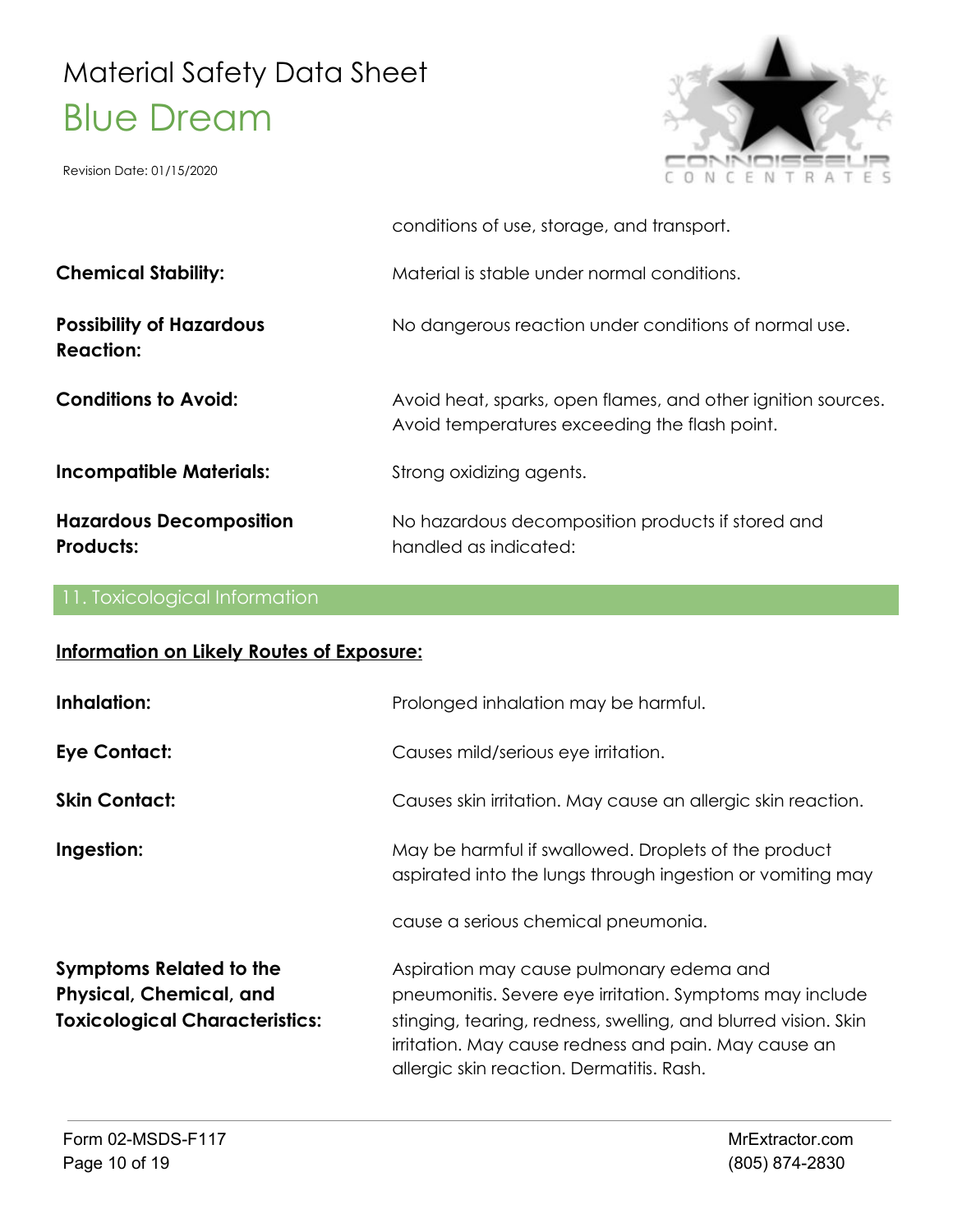conditions of use, storage, and transport.

**Chemical Stability:** Material is stable under normal conditions.

**Possibility of Hazardous Reaction:** No dangerous reaction under conditions of normal use.

**Conditions to Avoid:** Avoid heat, sparks, open flames, and other ignition sources. Avoid temperatures exceeding the flash point.

**Incompatible Materials:** Strong oxidizing agents.

**Hazardous Decomposition Products:** No hazardous decomposition products if stored and handled as indicated:

## 11. Toxicological Information

**<u>Information on Likely Routes of Exposure:</u>**

**Inhalation:** Prolonged inhalation may be harmful.

**Eye Contact:** Causes mild/serious eye irritation.

**Skin Contact:** Causes skin irritation. May cause an allergic skin reaction.

**Ingestion:** May be harmful if swallowed. Droplets of the product aspirated into the lungs through ingestion or vomiting may cause a serious chemical pneumonia.

**Symptoms Related to the Physical, Chemical, and Toxicological Characteristics:** Aspiration may cause pulmonary edema and pneumonitis. Severe eye irritation. Symptoms may include stinging, tearing, redness, swelling, and blurred vision. Skin irritation. May cause redness and pain. May cause an allergic skin reaction. Dermatitis. Rash.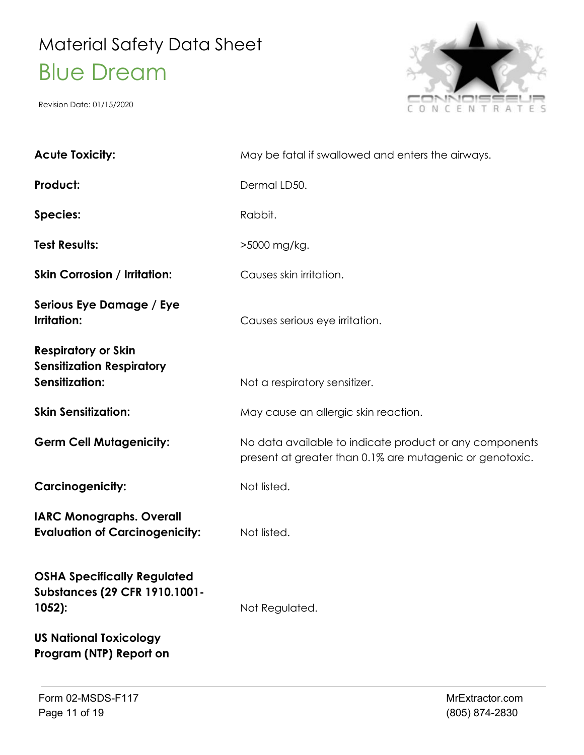| | |
|---|---|
| **Acute Toxicity:** | May be fatal if swallowed and enters the airways. |
| **Product:** | Dermal LD50. |
| **Species:** | Rabbit. |
| **Test Results:** | >5000 mg/kg. |
| **Skin Corrosion / Irritation:** | Causes skin irritation. |
| **Serious Eye Damage / Eye Irritation:** | Causes serious eye irritation. |
| **Respiratory or Skin Sensitization Respiratory Sensitization:** | Not a respiratory sensitizer. |
| **Skin Sensitization:** | May cause an allergic skin reaction. |
| **Germ Cell Mutagenicity:** | No data available to indicate product or any components present at greater than 0.1% are mutagenic or genotoxic. |
| **Carcinogenicity:** | Not listed. |
| **IARC Monographs. Overall Evaluation of Carcinogenicity:** | Not listed. |
| **OSHA Specifically Regulated Substances (29 CFR 1910.1001-1052):** | Not Regulated. |
| **US National Toxicology Program (NTP) Report on** | |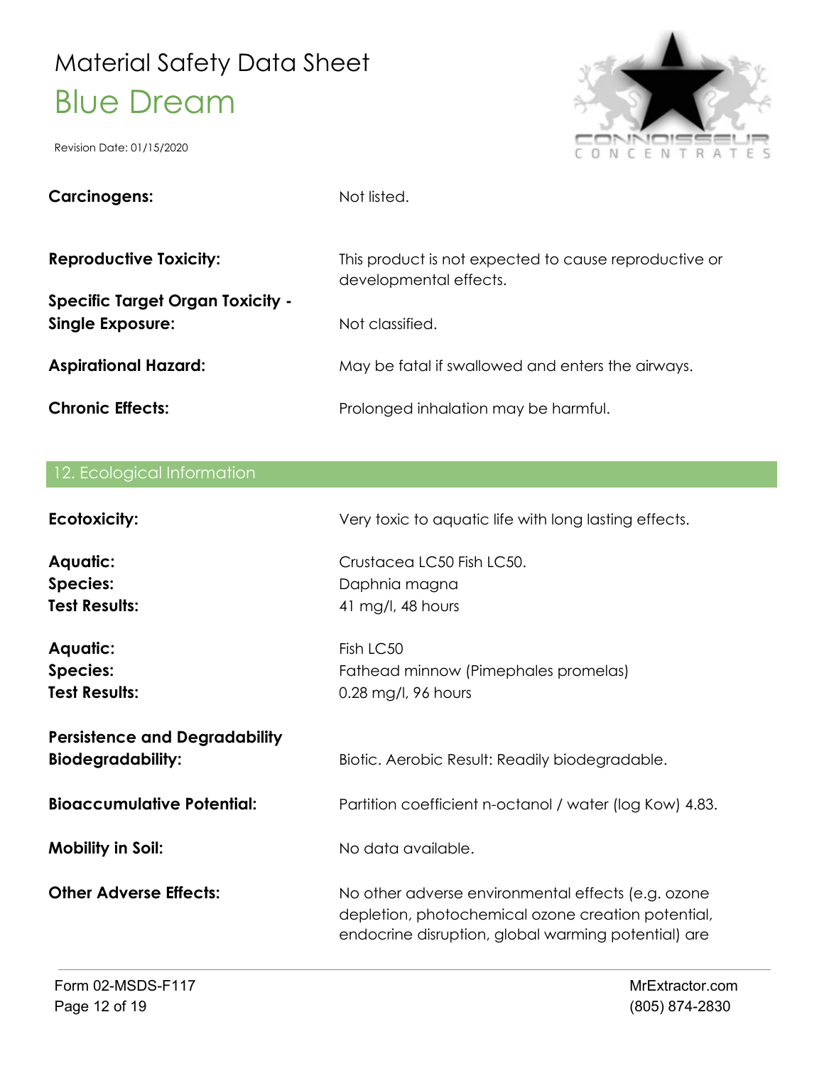**Carcinogens:** Not listed.

**Reproductive Toxicity:** This product is not expected to cause reproductive or developmental effects.

**Specific Target Organ Toxicity - Single Exposure:** Not classified.

**Aspirational Hazard:** May be fatal if swallowed and enters the airways.

**Chronic Effects:** Prolonged inhalation may be harmful.

## 12. Ecological Information

**Ecotoxicity:** Very toxic to aquatic life with long lasting effects.

**Aquatic:** Crustacea LC50 Fish LC50.
**Species:** Daphnia magna
**Test Results:** 41 mg/l, 48 hours

**Aquatic:** Fish LC50
**Species:** Fathead minnow (Pimephales promelas)
**Test Results:** 0.28 mg/l, 96 hours

**Persistence and Degradability**
**Biodegradability:** Biotic. Aerobic Result: Readily biodegradable.

**Bioaccumulative Potential:** Partition coefficient n-octanol / water (log Kow) 4.83.

**Mobility in Soil:** No data available.

**Other Adverse Effects:** No other adverse environmental effects (e.g. ozone depletion, photochemical ozone creation potential, endocrine disruption, global warming potential) are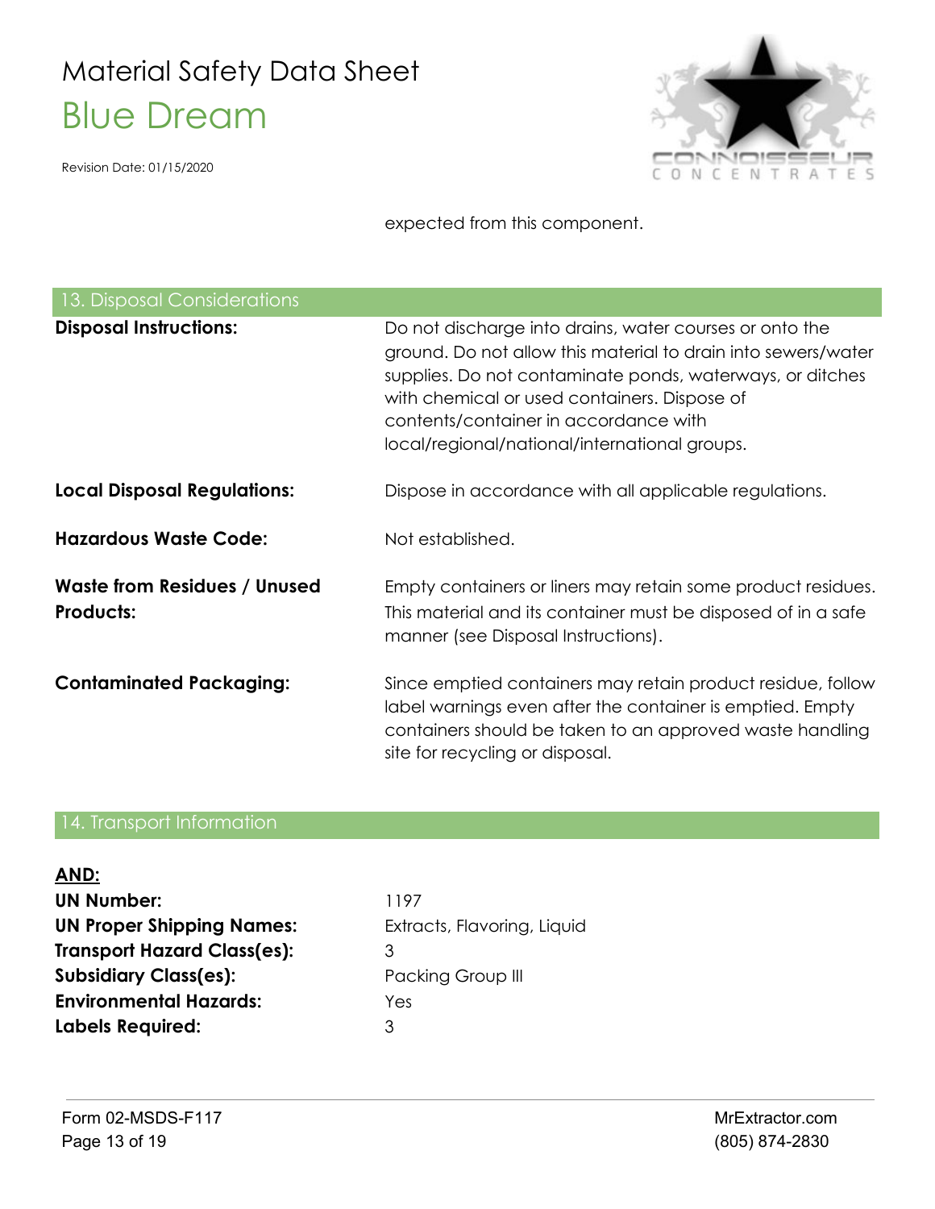expected from this component.

## 13. Disposal Considerations

**Disposal Instructions:** Do not discharge into drains, water courses or onto the ground. Do not allow this material to drain into sewers/water supplies. Do not contaminate ponds, waterways, or ditches with chemical or used containers. Dispose of contents/container in accordance with local/regional/national/international groups.

**Local Disposal Regulations:** Dispose in accordance with all applicable regulations.

**Hazardous Waste Code:** Not established.

**Waste from Residues / Unused Products:** Empty containers or liners may retain some product residues. This material and its container must be disposed of in a safe manner (see Disposal Instructions).

**Contaminated Packaging:** Since emptied containers may retain product residue, follow label warnings even after the container is emptied. Empty containers should be taken to an approved waste handling site for recycling or disposal.

## 14. Transport Information

**AND:**

**UN Number:** 1197
**UN Proper Shipping Names:** Extracts, Flavoring, Liquid
**Transport Hazard Class(es):** 3
**Subsidiary Class(es):** Packing Group III
**Environmental Hazards:** Yes
**Labels Required:** 3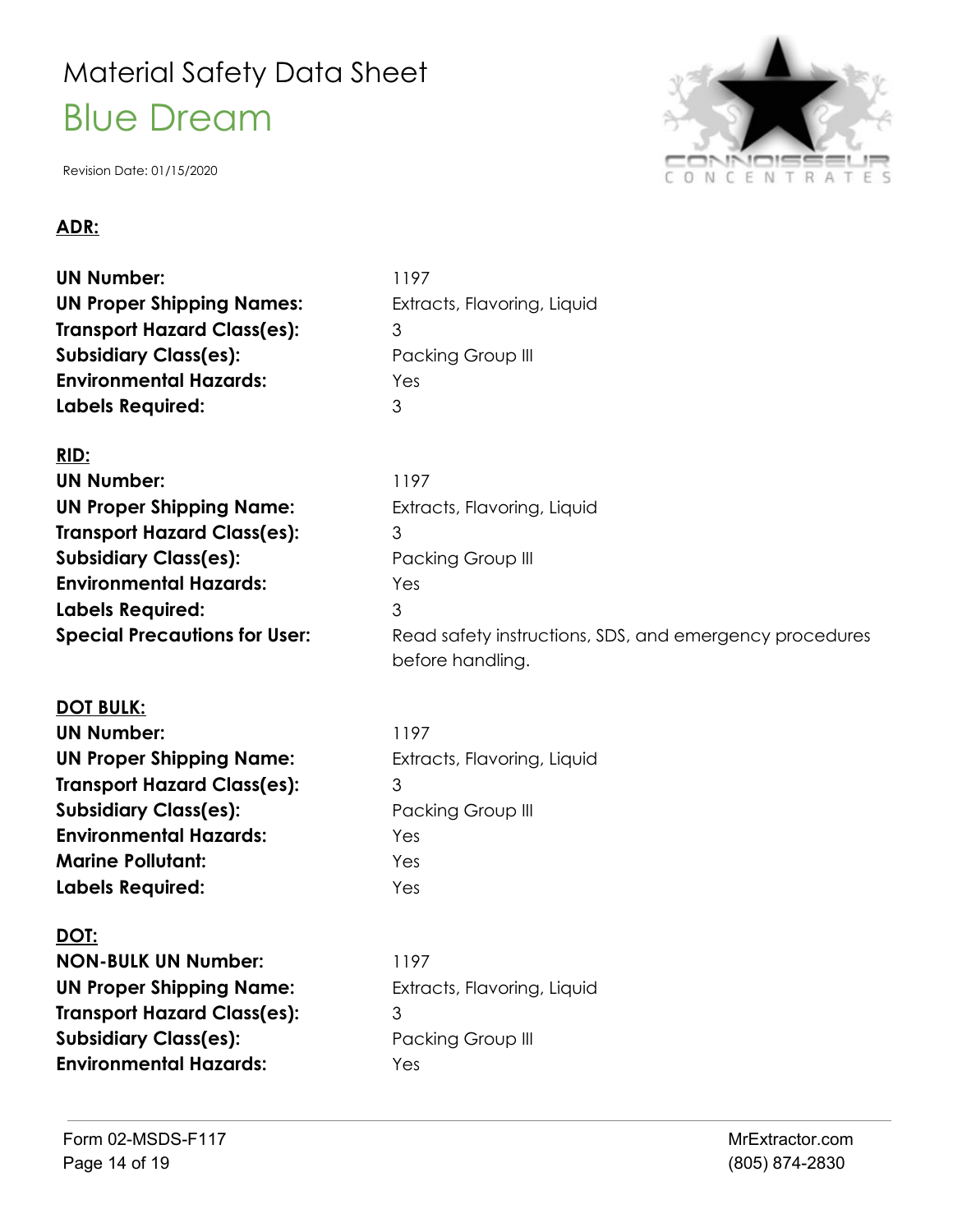**ADR:**

**UN Number:** 1197
**UN Proper Shipping Names:** Extracts, Flavoring, Liquid
**Transport Hazard Class(es):** 3
**Subsidiary Class(es):** Packing Group III
**Environmental Hazards:** Yes
**Labels Required:** 3

**RID:**

**UN Number:** 1197
**UN Proper Shipping Name:** Extracts, Flavoring, Liquid
**Transport Hazard Class(es):** 3
**Subsidiary Class(es):** Packing Group III
**Environmental Hazards:** Yes
**Labels Required:** 3
**Special Precautions for User:** Read safety instructions, SDS, and emergency procedures before handling.

**DOT BULK:**

**UN Number:** 1197
**UN Proper Shipping Name:** Extracts, Flavoring, Liquid
**Transport Hazard Class(es):** 3
**Subsidiary Class(es):** Packing Group III
**Environmental Hazards:** Yes
**Marine Pollutant:** Yes
**Labels Required:** Yes

**DOT:**

**NON-BULK UN Number:** 1197
**UN Proper Shipping Name:** Extracts, Flavoring, Liquid
**Transport Hazard Class(es):** 3
**Subsidiary Class(es):** Packing Group III
**Environmental Hazards:** Yes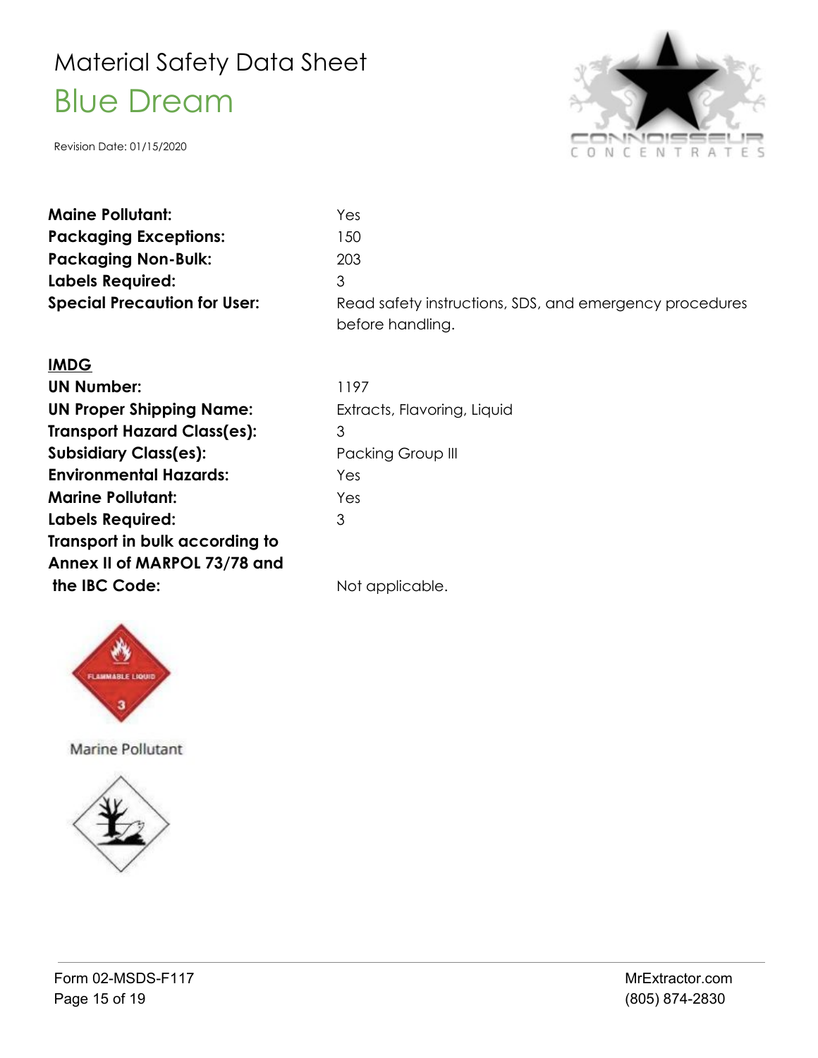Material Safety Data Sheet

Blue Dream

Revision Date: 01/15/2020

**Maine Pollutant:** Yes
**Packaging Exceptions:** 150
**Packaging Non-Bulk:** 203
**Labels Required:** 3
**Special Precaution for User:** Read safety instructions, SDS, and emergency procedures before handling.

**IMDG**

**UN Number:** 1197
**UN Proper Shipping Name:** Extracts, Flavoring, Liquid
**Transport Hazard Class(es):** 3
**Subsidiary Class(es):** Packing Group III
**Environmental Hazards:** Yes
**Marine Pollutant:** Yes
**Labels Required:** 3
**Transport in bulk according to Annex II of MARPOL 73/78 and the IBC Code:** Not applicable.

FLAMMABLE LIQUID 3

Marine Pollutant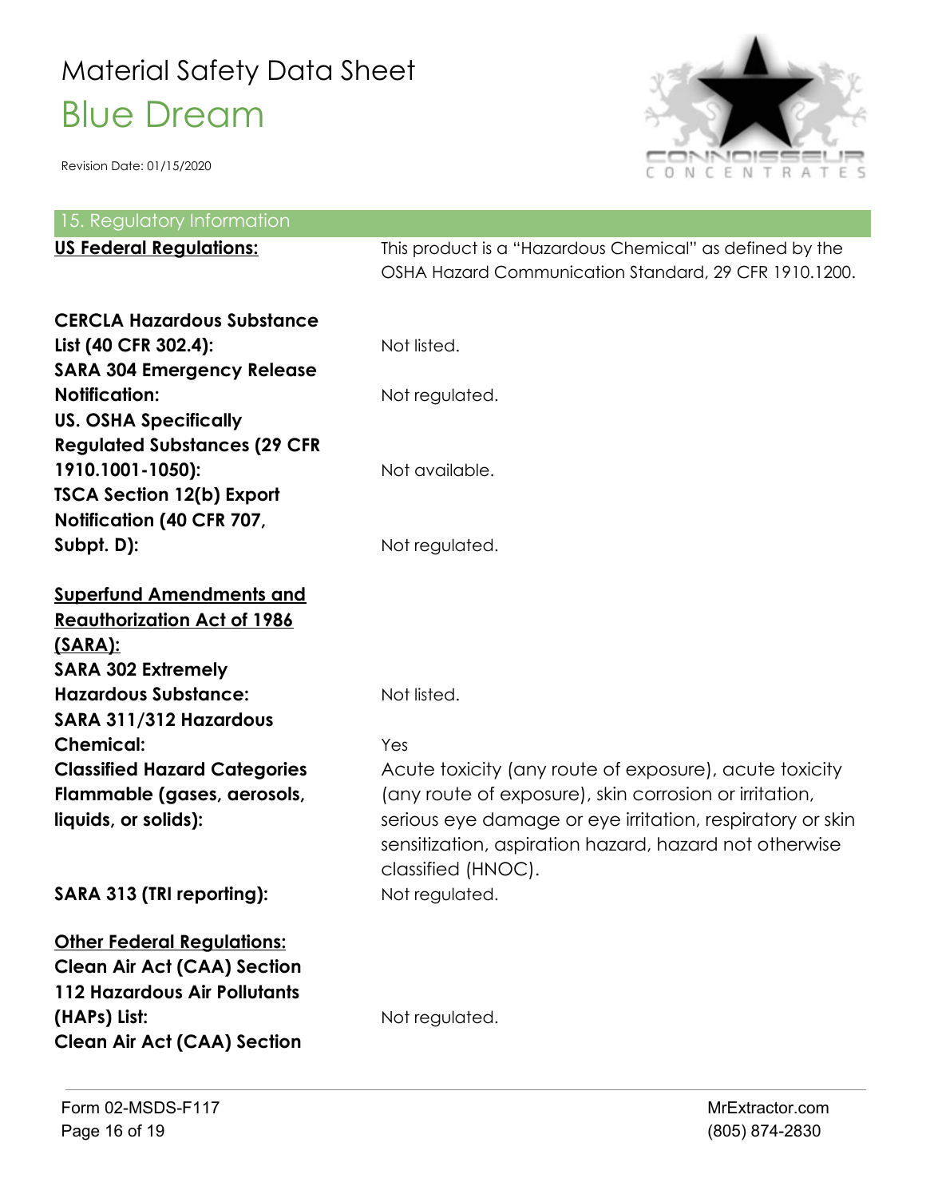# Material Safety Data Sheet

## Blue Dream

Revision Date: 01/15/2020

## 15. Regulatory Information

| | |
|---|---|
| **US Federal Regulations:** | This product is a "Hazardous Chemical" as defined by the OSHA Hazard Communication Standard, 29 CFR 1910.1200. |
| **CERCLA Hazardous Substance List (40 CFR 302.4):** | Not listed. |
| **SARA 304 Emergency Release Notification:** | Not regulated. |
| **US. OSHA Specifically Regulated Substances (29 CFR 1910.1001-1050):** | Not available. |
| **TSCA Section 12(b) Export Notification (40 CFR 707, Subpt. D):** | Not regulated. |

**Superfund Amendments and Reauthorization Act of 1986 (SARA):**

| | |
|---|---|
| **SARA 302 Extremely Hazardous Substance:** | Not listed. |
| **SARA 311/312 Hazardous Chemical:** | Yes |
| **Classified Hazard Categories Flammable (gases, aerosols, liquids, or solids):** | Acute toxicity (any route of exposure), acute toxicity (any route of exposure), skin corrosion or irritation, serious eye damage or eye irritation, respiratory or skin sensitization, aspiration hazard, hazard not otherwise classified (HNOC). |
| **SARA 313 (TRI reporting):** | Not regulated. |

**Other Federal Regulations:**

| | |
|---|---|
| **Clean Air Act (CAA) Section 112 Hazardous Air Pollutants (HAPs) List:** | Not regulated. |
| **Clean Air Act (CAA) Section** | |

Form 02-MSDS-F117

MrExtractor.com
(805) 874-2830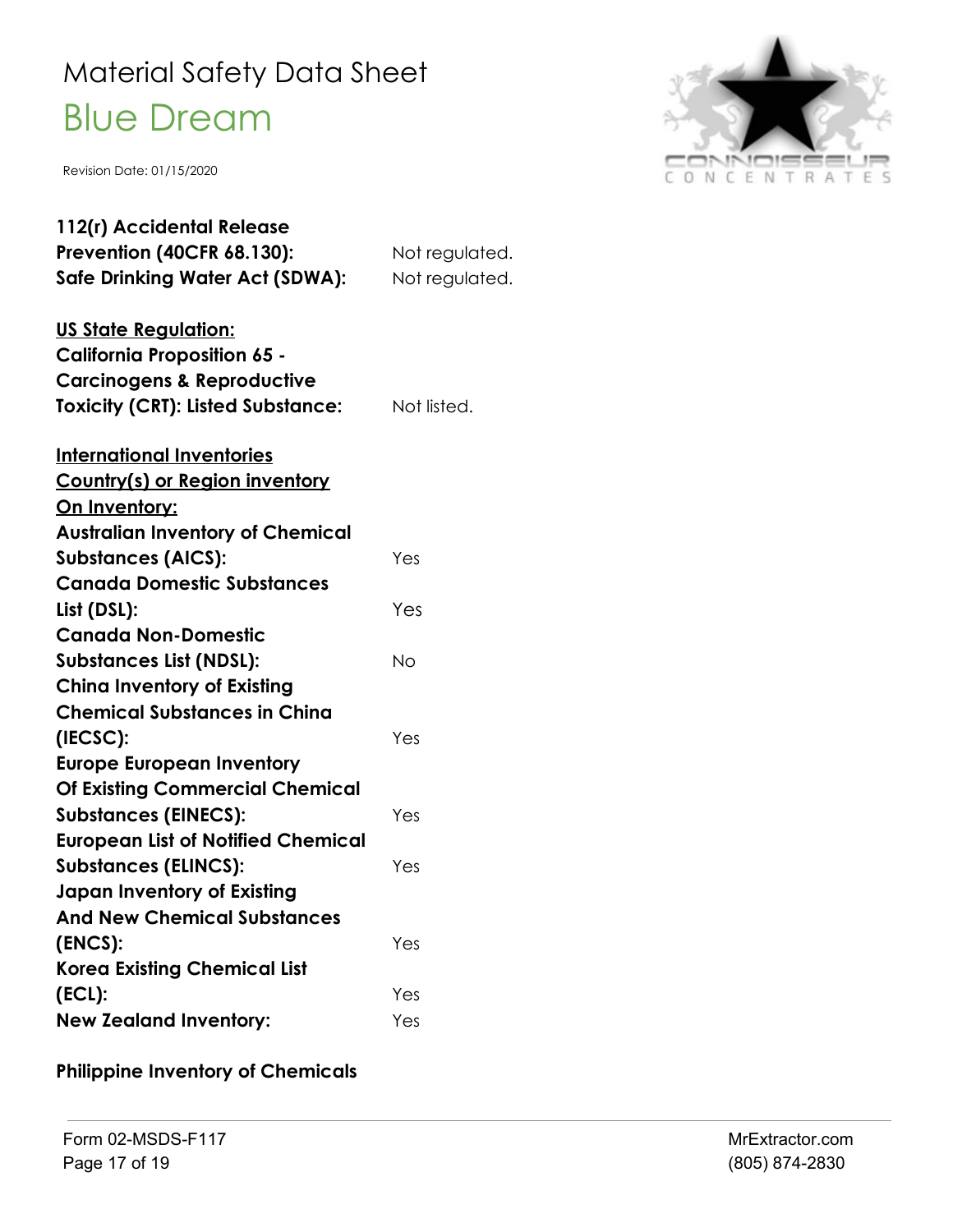| | |
|---|---|
| **112(r) Accidental Release Prevention (40CFR 68.130):** | Not regulated. |
| **Safe Drinking Water Act (SDWA):** | Not regulated. |

**US State Regulation:**

| | |
|---|---|
| **California Proposition 65 - Carcinogens & Reproductive Toxicity (CRT): Listed Substance:** | Not listed. |

**International Inventories**

**Country(s) or Region inventory**

**On Inventory:**

| | |
|---|---|
| **Australian Inventory of Chemical Substances (AICS):** | Yes |
| **Canada Domestic Substances List (DSL):** | Yes |
| **Canada Non-Domestic Substances List (NDSL):** | No |
| **China Inventory of Existing Chemical Substances in China (IECSC):** | Yes |
| **Europe European Inventory Of Existing Commercial Chemical Substances (EINECS):** | Yes |
| **European List of Notified Chemical Substances (ELINCS):** | Yes |
| **Japan Inventory of Existing And New Chemical Substances (ENCS):** | Yes |
| **Korea Existing Chemical List (ECL):** | Yes |
| **New Zealand Inventory:** | Yes |

**Philippine Inventory of Chemicals**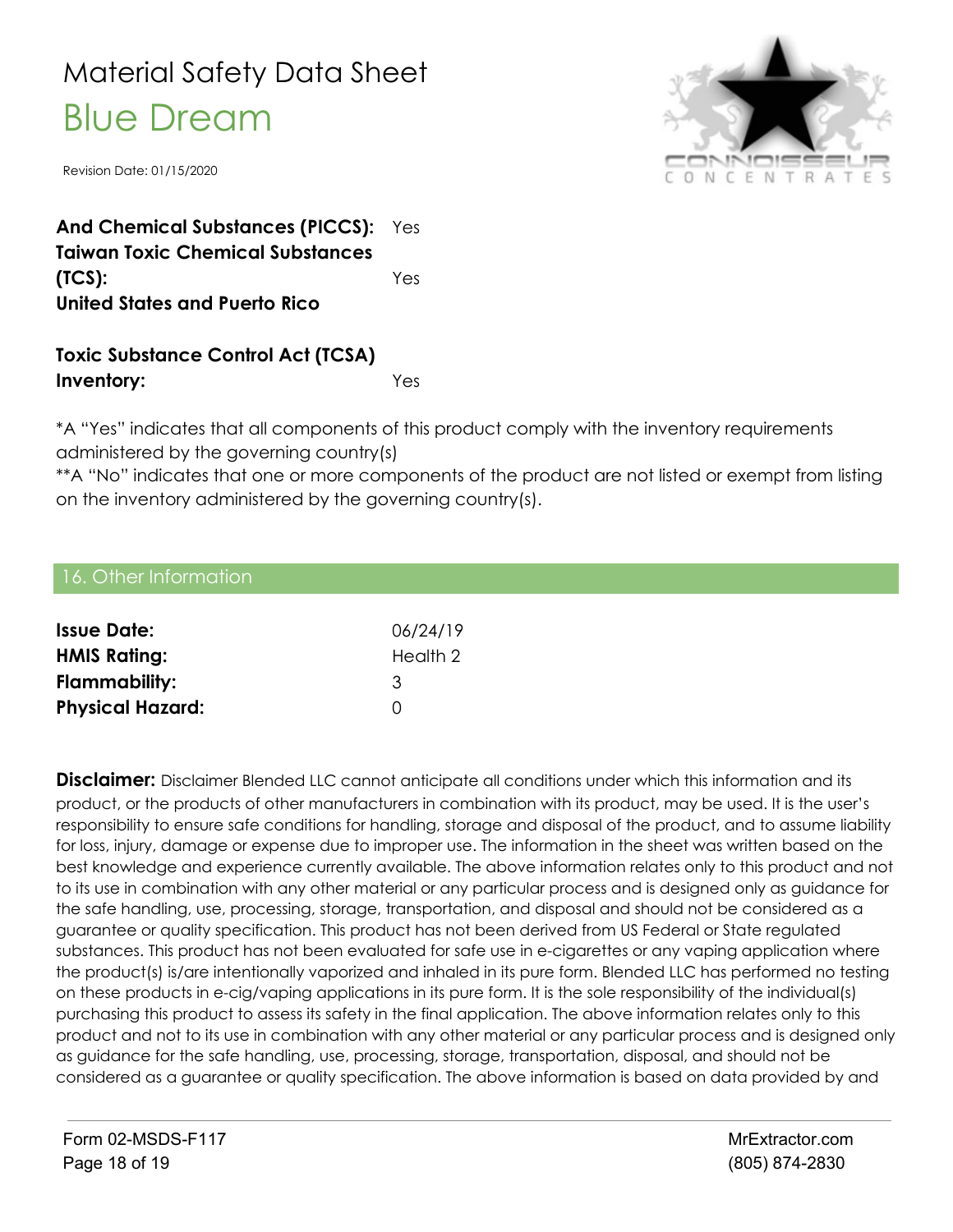| | |
|---|---|
| **And Chemical Substances (PICCS):** | Yes |
| **Taiwan Toxic Chemical Substances (TCS):** | Yes |
| **United States and Puerto Rico** | |
| **Toxic Substance Control Act (TCSA) Inventory:** | Yes |

*A "Yes" indicates that all components of this product comply with the inventory requirements administered by the governing country(s)

**A "No" indicates that one or more components of the product are not listed or exempt from listing on the inventory administered by the governing country(s).

## 16. Other Information

| | |
|---|---|
| **Issue Date:** | 06/24/19 |
| **HMIS Rating:** | Health 2 |
| **Flammability:** | 3 |
| **Physical Hazard:** | 0 |

**Disclaimer:** Disclaimer Blended LLC cannot anticipate all conditions under which this information and its product, or the products of other manufacturers in combination with its product, may be used. It is the user's responsibility to ensure safe conditions for handling, storage and disposal of the product, and to assume liability for loss, injury, damage or expense due to improper use. The information in the sheet was written based on the best knowledge and experience currently available. The above information relates only to this product and not to its use in combination with any other material or any particular process and is designed only as guidance for the safe handling, use, processing, storage, transportation, and disposal and should not be considered as a guarantee or quality specification. This product has not been derived from US Federal or State regulated substances. This product has not been evaluated for safe use in e-cigarettes or any vaping application where the product(s) is/are intentionally vaporized and inhaled in its pure form. Blended LLC has performed no testing on these products in e-cig/vaping applications in its pure form. It is the sole responsibility of the individual(s) purchasing this product to assess its safety in the final application. The above information relates only to this product and not to its use in combination with any other material or any particular process and is designed only as guidance for the safe handling, use, processing, storage, transportation, disposal, and should not be considered as a guarantee or quality specification. The above information is based on data provided by and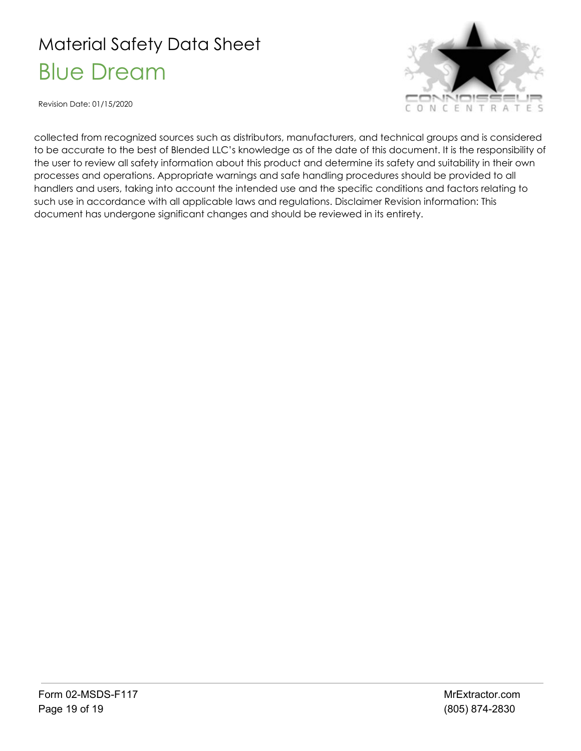collected from recognized sources such as distributors, manufacturers, and technical groups and is considered to be accurate to the best of Blended LLC's knowledge as of the date of this document. It is the responsibility of the user to review all safety information about this product and determine its safety and suitability in their own processes and operations. Appropriate warnings and safe handling procedures should be provided to all handlers and users, taking into account the intended use and the specific conditions and factors relating to such use in accordance with all applicable laws and regulations. Disclaimer Revision information: This document has undergone significant changes and should be reviewed in its entirety.